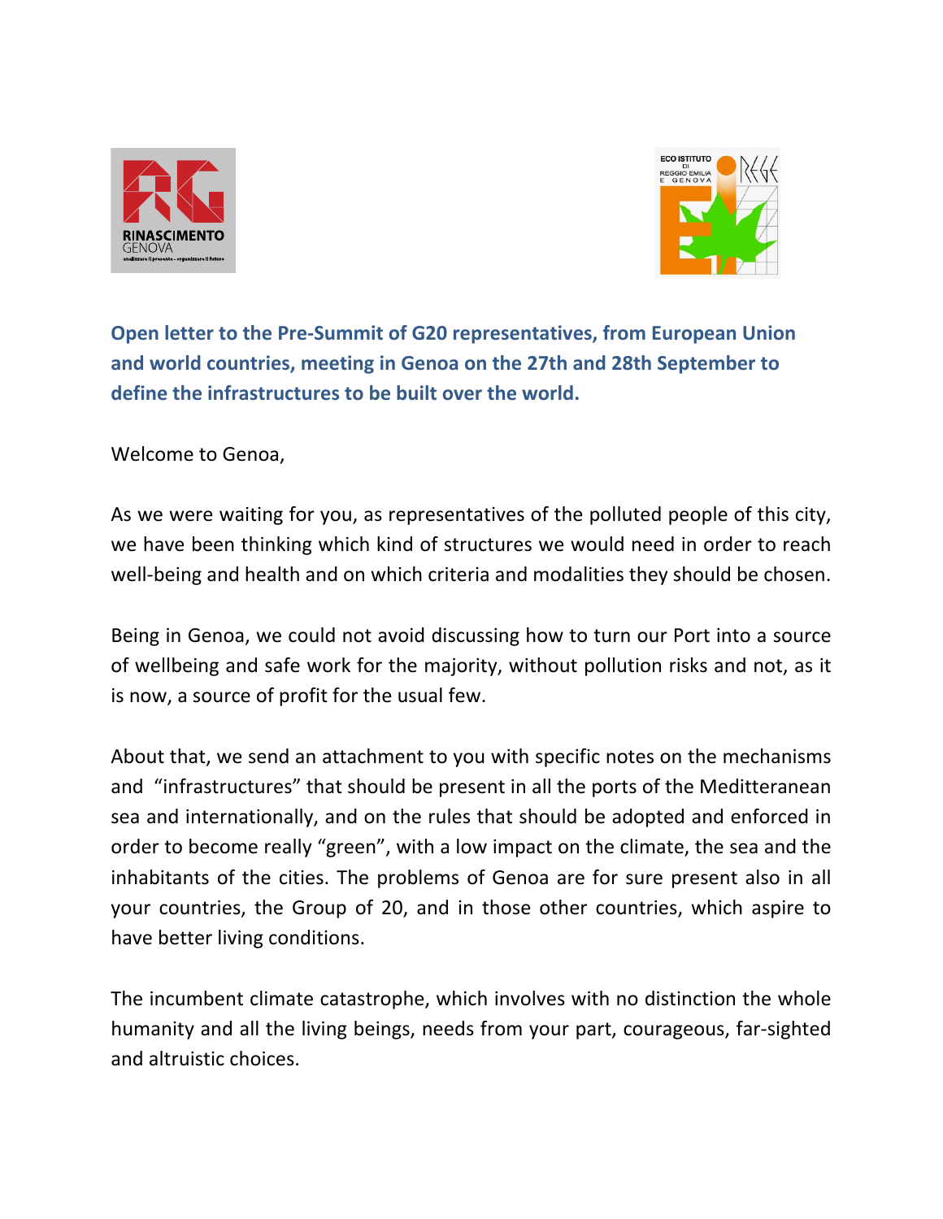**Open letter to the Pre-Summit of G20 representatives, from European Union and world countries, meeting in Genoa on the 27th and 28th September to define the infrastructures to be built over the world.**

Welcome to Genoa,

As we were waiting for you, as representatives of the polluted people of this city, we have been thinking which kind of structures we would need in order to reach well-being and health and on which criteria and modalities they should be chosen.

Being in Genoa, we could not avoid discussing how to turn our Port into a source of wellbeing and safe work for the majority, without pollution risks and not, as it is now, a source of profit for the usual few.

About that, we send an attachment to you with specific notes on the mechanisms and "infrastructures" that should be present in all the ports of the Meditteranean sea and internationally, and on the rules that should be adopted and enforced in order to become really "green", with a low impact on the climate, the sea and the inhabitants of the cities. The problems of Genoa are for sure present also in all your countries, the Group of 20, and in those other countries, which aspire to have better living conditions.

The incumbent climate catastrophe, which involves with no distinction the whole humanity and all the living beings, needs from your part, courageous, far-sighted and altruistic choices.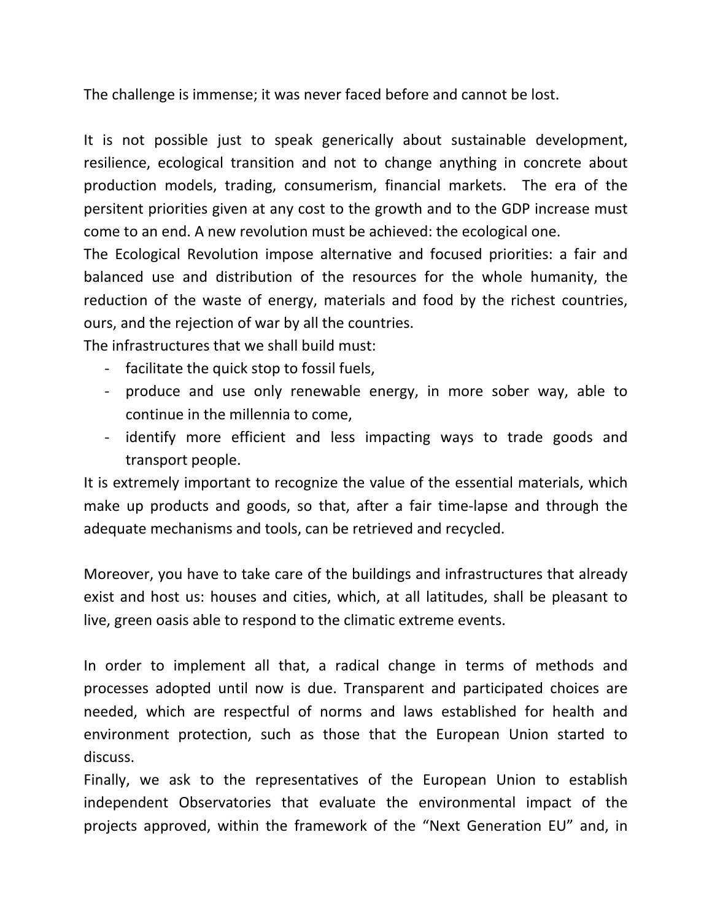The challenge is immense; it was never faced before and cannot be lost.

It is not possible just to speak generically about sustainable development, resilience, ecological transition and not to change anything in concrete about production models, trading, consumerism, financial markets. The era of the persitent priorities given at any cost to the growth and to the GDP increase must come to an end. A new revolution must be achieved: the ecological one.
The Ecological Revolution impose alternative and focused priorities: a fair and balanced use and distribution of the resources for the whole humanity, the reduction of the waste of energy, materials and food by the richest countries, ours, and the rejection of war by all the countries.
The infrastructures that we shall build must:

- facilitate the quick stop to fossil fuels,
- produce and use only renewable energy, in more sober way, able to continue in the millennia to come,
- identify more efficient and less impacting ways to trade goods and transport people.

It is extremely important to recognize the value of the essential materials, which make up products and goods, so that, after a fair time-lapse and through the adequate mechanisms and tools, can be retrieved and recycled.

Moreover, you have to take care of the buildings and infrastructures that already exist and host us: houses and cities, which, at all latitudes, shall be pleasant to live, green oasis able to respond to the climatic extreme events.

In order to implement all that, a radical change in terms of methods and processes adopted until now is due. Transparent and participated choices are needed, which are respectful of norms and laws established for health and environment protection, such as those that the European Union started to discuss.
Finally, we ask to the representatives of the European Union to establish independent Observatories that evaluate the environmental impact of the projects approved, within the framework of the "Next Generation EU" and, in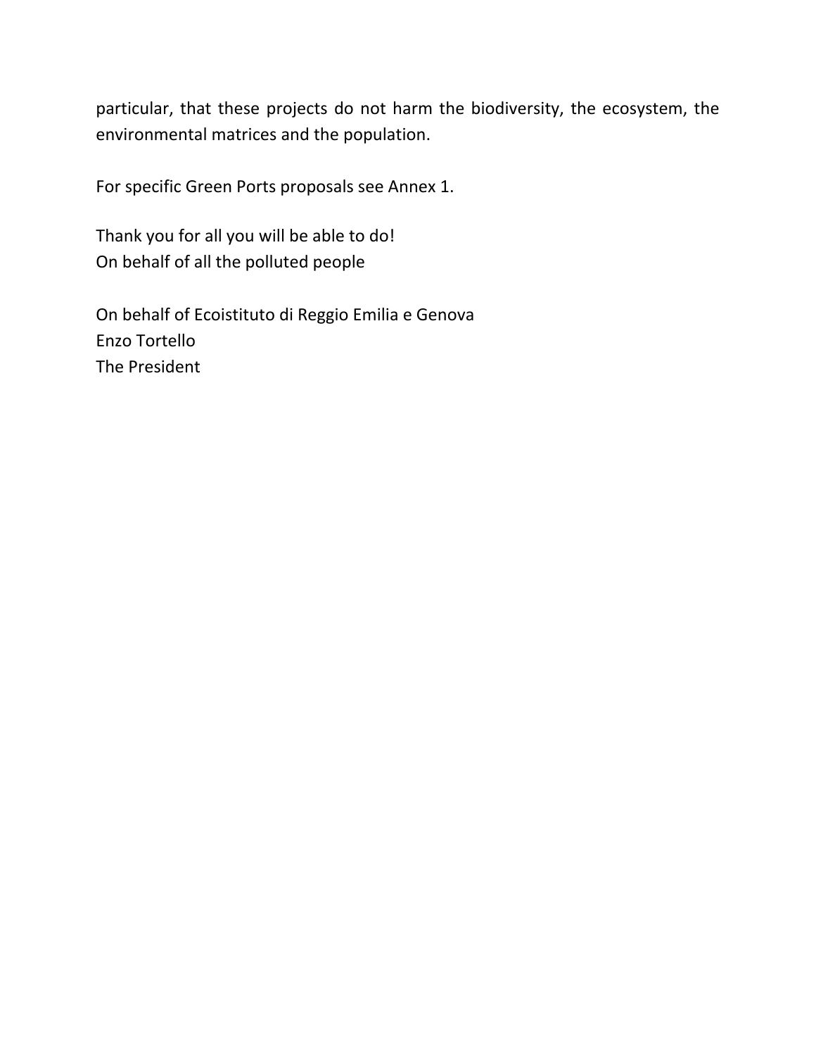particular, that these projects do not harm the biodiversity, the ecosystem, the environmental matrices and the population.

For specific Green Ports proposals see Annex 1.

Thank you for all you will be able to do!
On behalf of all the polluted people

On behalf of Ecoistituto di Reggio Emilia e Genova
Enzo Tortello
The President